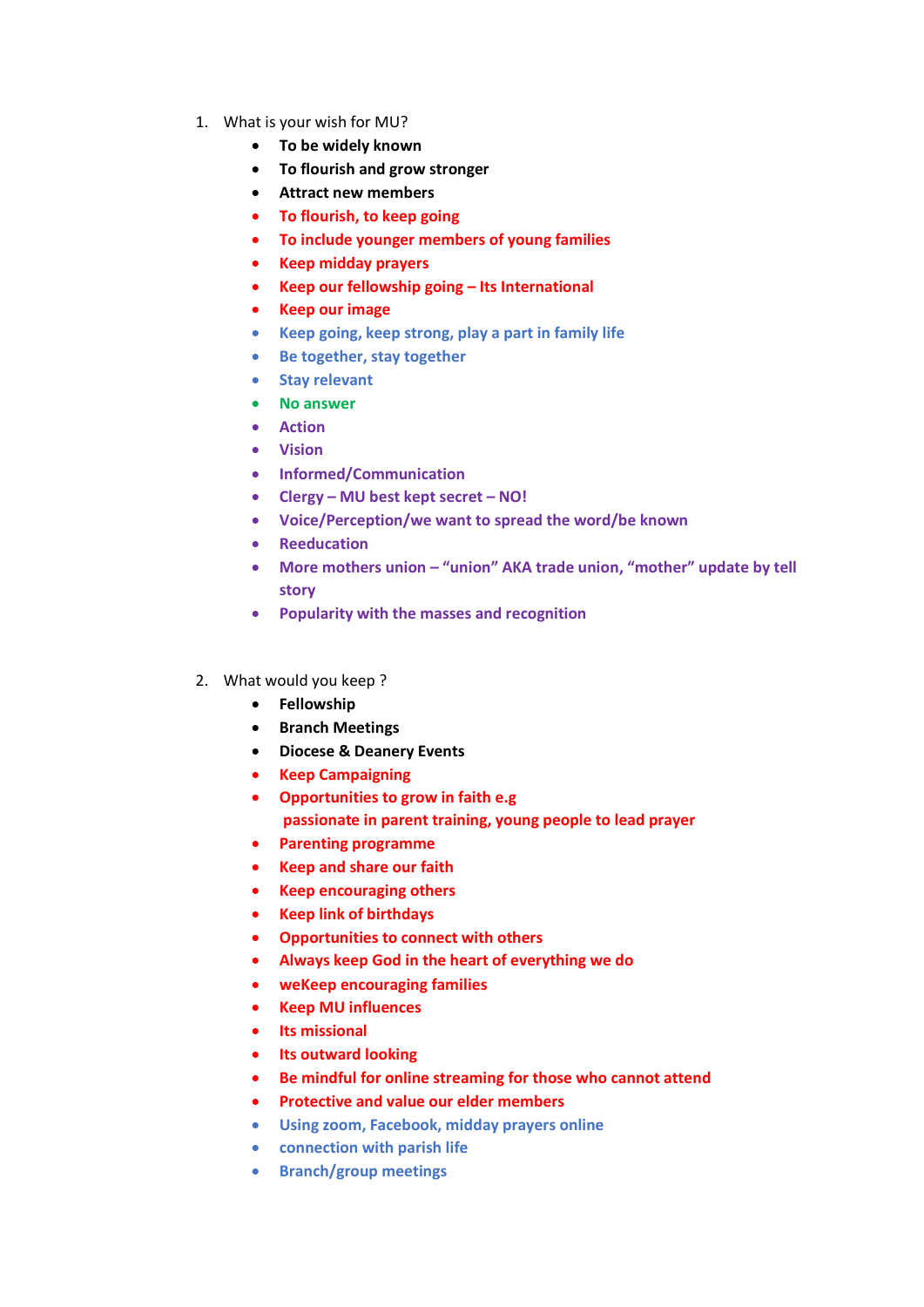1. What is your wish for MU?
    - **To be widely known**
    - **To flourish and grow stronger**
    - **Attract new members**
    - **To flourish, to keep going**
    - **To include younger members of young families**
    - **Keep midday prayers**
    - **Keep our fellowship going – Its International**
    - **Keep our image**
    - **Keep going, keep strong, play a part in family life**
    - **Be together, stay together**
    - **Stay relevant**
    - **No answer**
    - **Action**
    - **Vision**
    - **Informed/Communication**
    - **Clergy – MU best kept secret – NO!**
    - **Voice/Perception/we want to spread the word/be known**
    - **Reeducation**
    - **More mothers union – "union" AKA trade union, "mother" update by tell story**
    - **Popularity with the masses and recognition**

2. What would you keep ?
    - **Fellowship**
    - **Branch Meetings**
    - **Diocese & Deanery Events**
    - **Keep Campaigning**
    - **Opportunities to grow in faith e.g passionate in parent training, young people to lead prayer**
    - **Parenting programme**
    - **Keep and share our faith**
    - **Keep encouraging others**
    - **Keep link of birthdays**
    - **Opportunities to connect with others**
    - **Always keep God in the heart of everything we do**
    - **weKeep encouraging families**
    - **Keep MU influences**
    - **Its missional**
    - **Its outward looking**
    - **Be mindful for online streaming for those who cannot attend**
    - **Protective and value our elder members**
    - **Using zoom, Facebook, midday prayers online**
    - **connection with parish life**
    - **Branch/group meetings**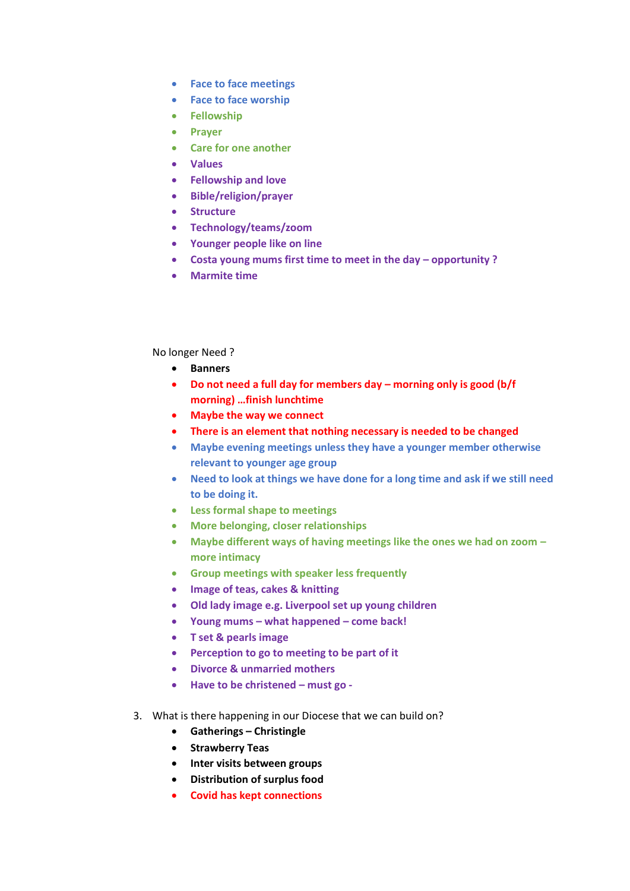- **Face to face meetings**
- **Face to face worship**
- **Fellowship**
- **Prayer**
- **Care for one another**
- **Values**
- **Fellowship and love**
- **Bible/religion/prayer**
- **Structure**
- **Technology/teams/zoom**
- **Younger people like on line**
- **Costa young mums first time to meet in the day – opportunity ?**
- **Marmite time**

No longer Need ?

- **Banners**
- **Do not need a full day for members day – morning only is good (b/f morning) …finish lunchtime**
- **Maybe the way we connect**
- **There is an element that nothing necessary is needed to be changed**
- **Maybe evening meetings unless they have a younger member otherwise relevant to younger age group**
- **Need to look at things we have done for a long time and ask if we still need to be doing it.**
- **Less formal shape to meetings**
- **More belonging, closer relationships**
- **Maybe different ways of having meetings like the ones we had on zoom – more intimacy**
- **Group meetings with speaker less frequently**
- **Image of teas, cakes & knitting**
- **Old lady image e.g. Liverpool set up young children**
- **Young mums – what happened – come back!**
- **T set & pearls image**
- **Perception to go to meeting to be part of it**
- **Divorce & unmarried mothers**
- **Have to be christened – must go -**

3. What is there happening in our Diocese that we can build on?
   - **Gatherings – Christingle**
   - **Strawberry Teas**
   - **Inter visits between groups**
   - **Distribution of surplus food**
   - **Covid has kept connections**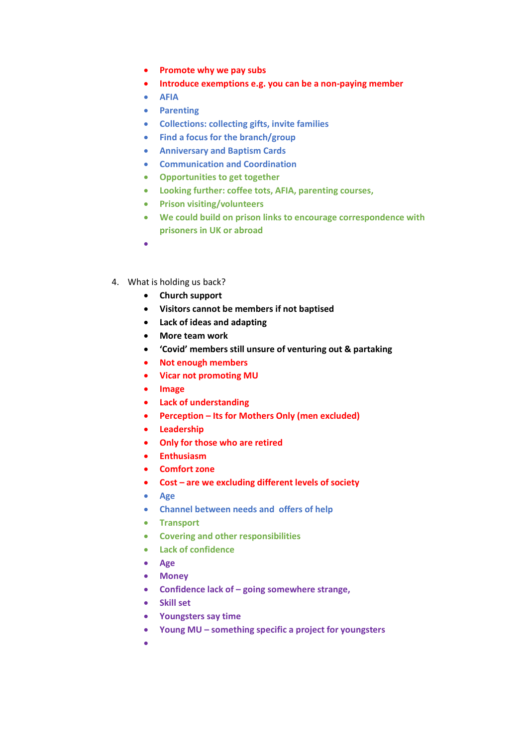- **Promote why we pay subs**
- **Introduce exemptions e.g. you can be a non-paying member**
- **AFIA**
- **Parenting**
- **Collections: collecting gifts, invite families**
- **Find a focus for the branch/group**
- **Anniversary and Baptism Cards**
- **Communication and Coordination**
- **Opportunities to get together**
- **Looking further: coffee tots, AFIA, parenting courses,**
- **Prison visiting/volunteers**
- **We could build on prison links to encourage correspondence with prisoners in UK or abroad**

4. What is holding us back?
   - **Church support**
   - **Visitors cannot be members if not baptised**
   - **Lack of ideas and adapting**
   - **More team work**
   - **'Covid' members still unsure of venturing out & partaking**
   - **Not enough members**
   - **Vicar not promoting MU**
   - **Image**
   - **Lack of understanding**
   - **Perception – Its for Mothers Only (men excluded)**
   - **Leadership**
   - **Only for those who are retired**
   - **Enthusiasm**
   - **Comfort zone**
   - **Cost – are we excluding different levels of society**
   - **Age**
   - **Channel between needs and offers of help**
   - **Transport**
   - **Covering and other responsibilities**
   - **Lack of confidence**
   - **Age**
   - **Money**
   - **Confidence lack of – going somewhere strange,**
   - **Skill set**
   - **Youngsters say time**
   - **Young MU – something specific a project for youngsters**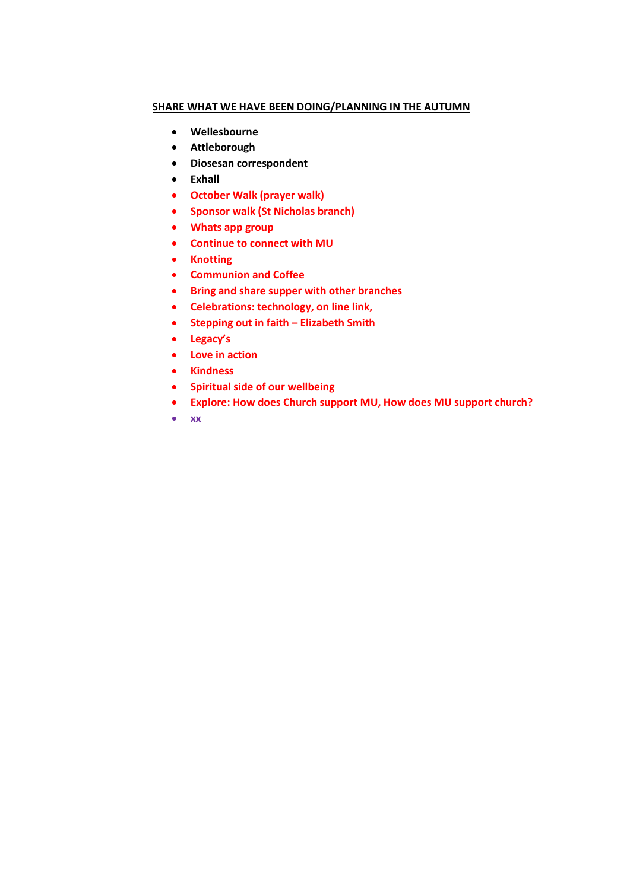**SHARE WHAT WE HAVE BEEN DOING/PLANNING IN THE AUTUMN**

- **Wellesbourne**
- **Attleborough**
- **Diosesan correspondent**
- **Exhall**
- **October Walk (prayer walk)**
- **Sponsor walk (St Nicholas branch)**
- **Whats app group**
- **Continue to connect with MU**
- **Knotting**
- **Communion and Coffee**
- **Bring and share supper with other branches**
- **Celebrations: technology, on line link,**
- **Stepping out in faith – Elizabeth Smith**
- **Legacy's**
- **Love in action**
- **Kindness**
- **Spiritual side of our wellbeing**
- **Explore: How does Church support MU, How does MU support church?**
- **xx**